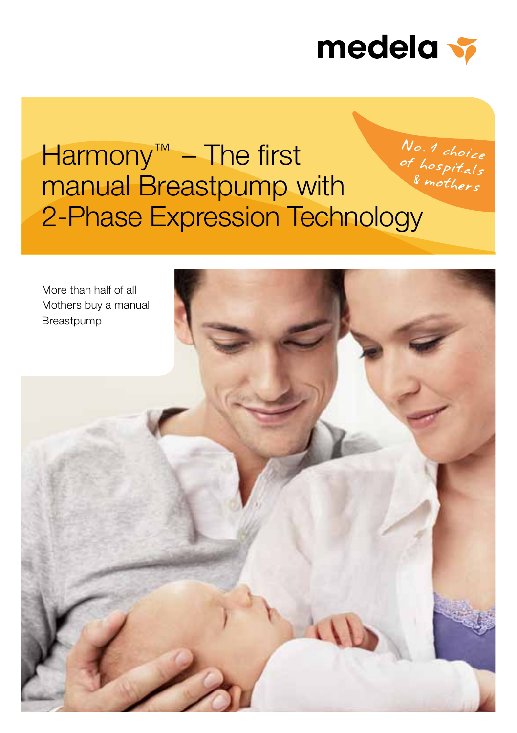medela

# Harmony™ – The first manual Breastpump with 2-Phase Expression Technology

No. 1 choice of hospitals & mothers

More than half of all Mothers buy a manual Breastpump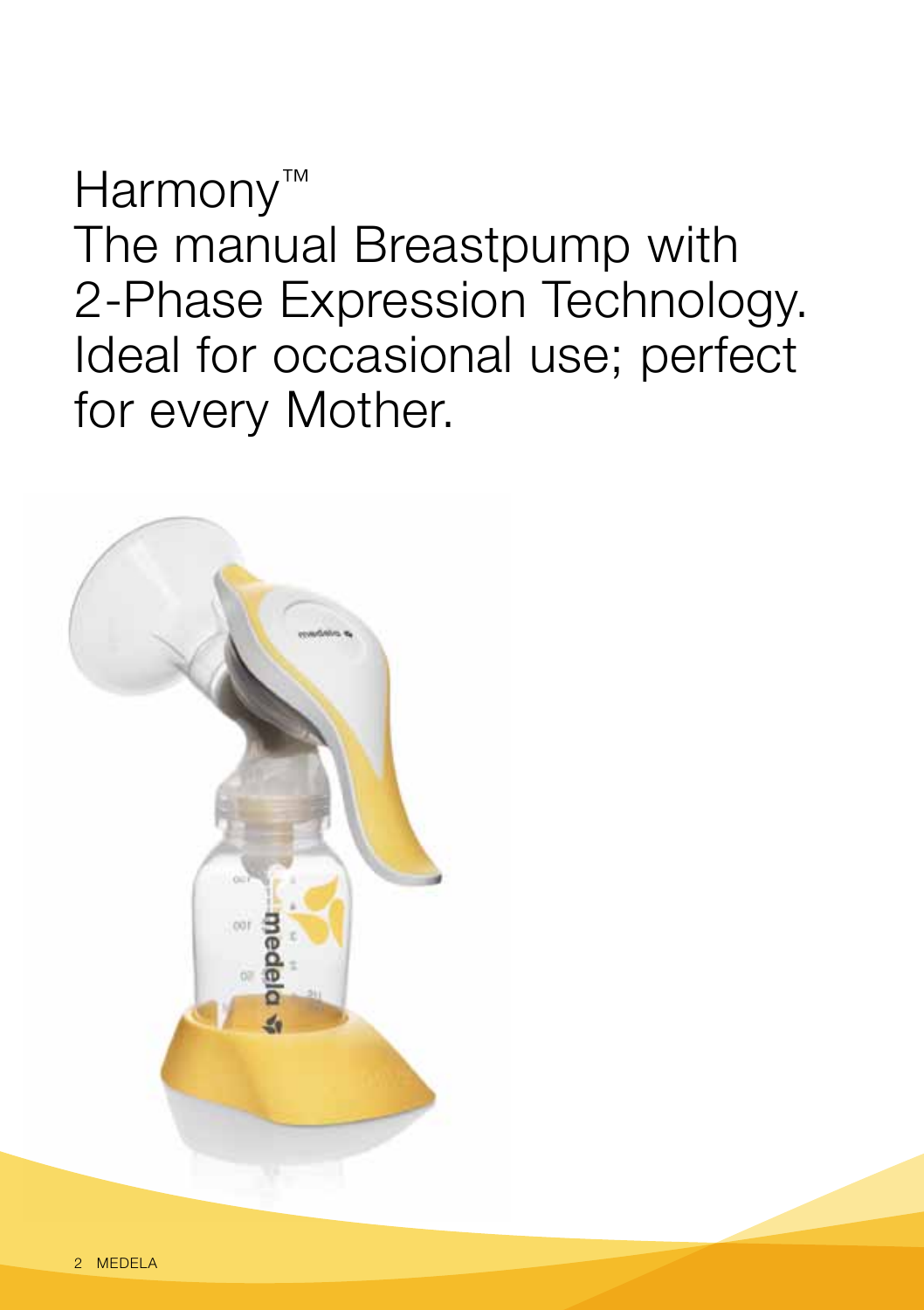# Harmony™

The manual Breastpump with 2-Phase Expression Technology. Ideal for occasional use; perfect for every Mother.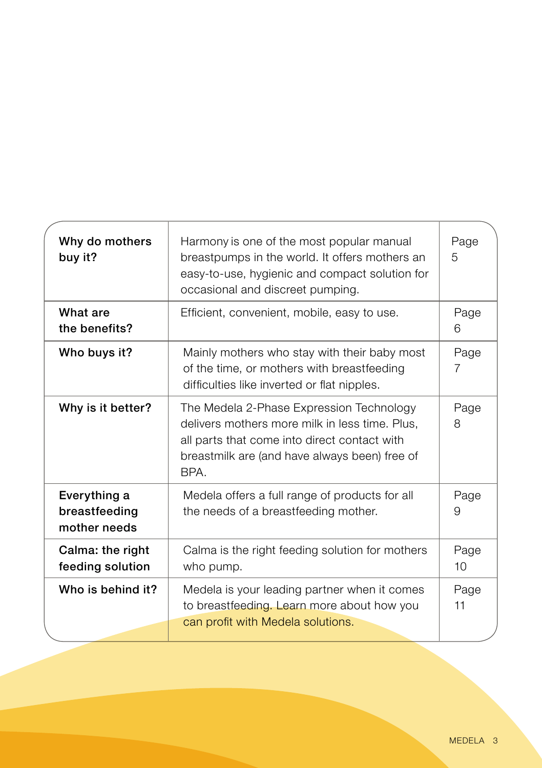| | | |
|---|---|---|
| **Why do mothers buy it?** | Harmony is one of the most popular manual breastpumps in the world. It offers mothers an easy-to-use, hygienic and compact solution for occasional and discreet pumping. | Page 5 |
| **What are the benefits?** | Efficient, convenient, mobile, easy to use. | Page 6 |
| **Who buys it?** | Mainly mothers who stay with their baby most of the time, or mothers with breastfeeding difficulties like inverted or flat nipples. | Page 7 |
| **Why is it better?** | The Medela 2-Phase Expression Technology delivers mothers more milk in less time. Plus, all parts that come into direct contact with breastmilk are (and have always been) free of BPA. | Page 8 |
| **Everything a breastfeeding mother needs** | Medela offers a full range of products for all the needs of a breastfeeding mother. | Page 9 |
| **Calma: the right feeding solution** | Calma is the right feeding solution for mothers who pump. | Page 10 |
| **Who is behind it?** | Medela is your leading partner when it comes to breastfeeding. Learn more about how you can profit with Medela solutions. | Page 11 |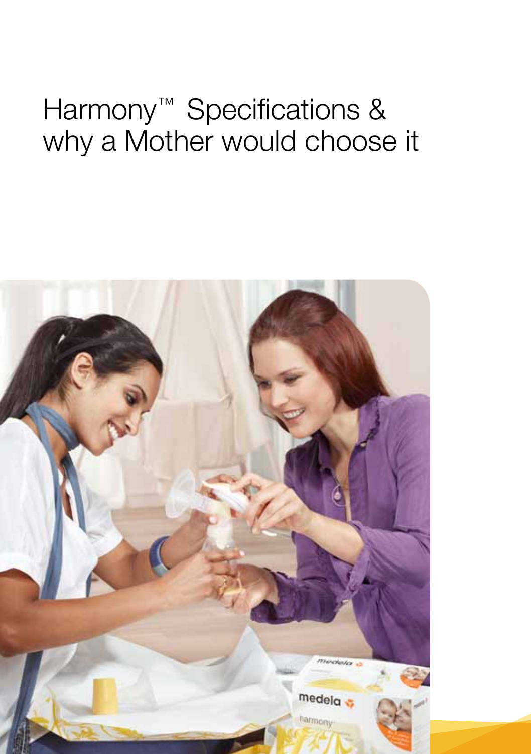# Harmony™ Specifications & why a Mother would choose it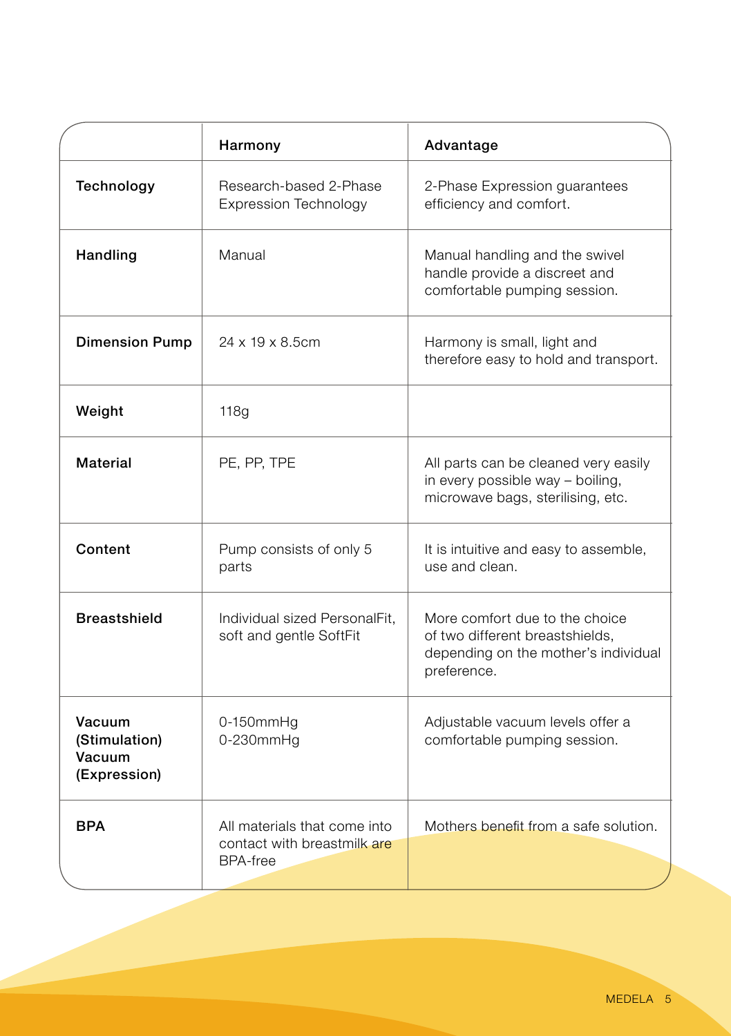| | Harmony | Advantage |
|---|---|---|
| **Technology** | Research-based 2-Phase Expression Technology | 2-Phase Expression guarantees efficiency and comfort. |
| **Handling** | Manual | Manual handling and the swivel handle provide a discreet and comfortable pumping session. |
| **Dimension Pump** | 24 x 19 x 8.5cm | Harmony is small, light and therefore easy to hold and transport. |
| **Weight** | 118g | |
| **Material** | PE, PP, TPE | All parts can be cleaned very easily in every possible way – boiling, microwave bags, sterilising, etc. |
| **Content** | Pump consists of only 5 parts | It is intuitive and easy to assemble, use and clean. |
| **Breastshield** | Individual sized PersonalFit, soft and gentle SoftFit | More comfort due to the choice of two different breastshields, depending on the mother's individual preference. |
| **Vacuum (Stimulation)** **Vacuum (Expression)** | 0-150mmHg 0-230mmHg | Adjustable vacuum levels offer a comfortable pumping session. |
| **BPA** | All materials that come into contact with breastmilk are BPA-free | Mothers benefit from a safe solution. |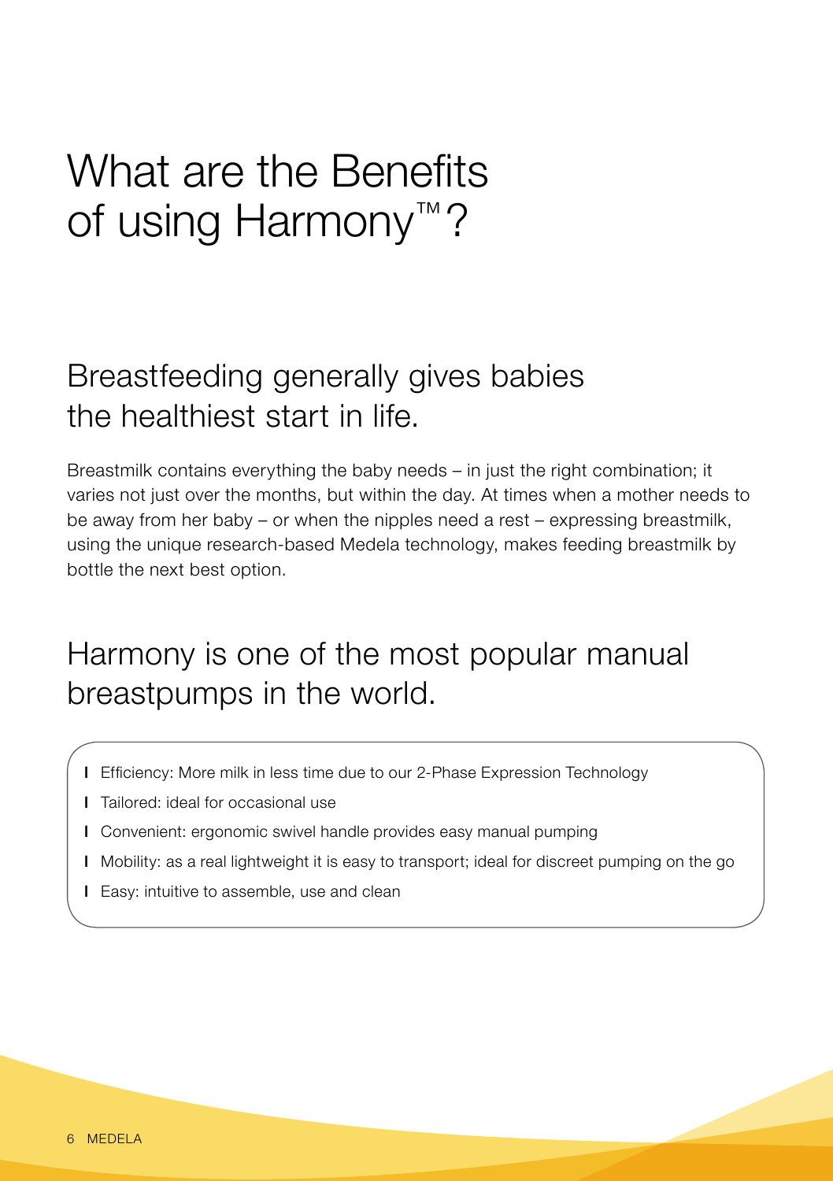# What are the Benefits of using Harmony™?

## Breastfeeding generally gives babies the healthiest start in life.

Breastmilk contains everything the baby needs – in just the right combination; it varies not just over the months, but within the day. At times when a mother needs to be away from her baby – or when the nipples need a rest – expressing breastmilk, using the unique research-based Medela technology, makes feeding breastmilk by bottle the next best option.

## Harmony is one of the most popular manual breastpumps in the world.

- Efficiency: More milk in less time due to our 2-Phase Expression Technology
- Tailored: ideal for occasional use
- Convenient: ergonomic swivel handle provides easy manual pumping
- Mobility: as a real lightweight it is easy to transport; ideal for discreet pumping on the go
- Easy: intuitive to assemble, use and clean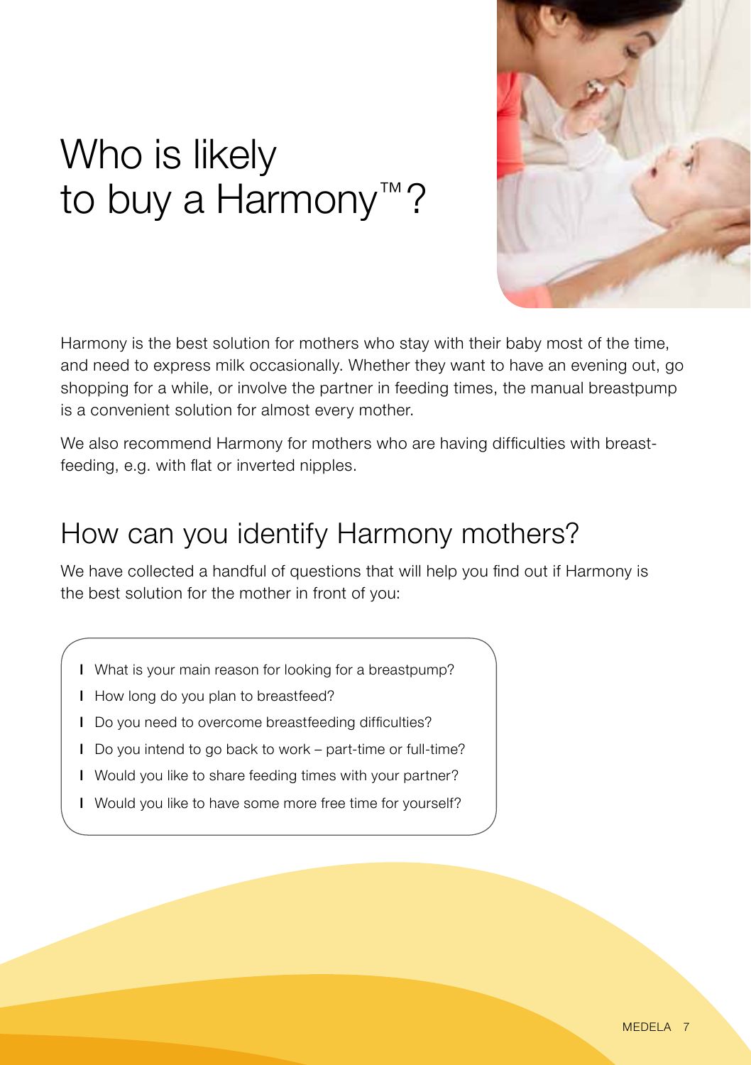# Who is likely to buy a Harmony™?

Harmony is the best solution for mothers who stay with their baby most of the time, and need to express milk occasionally. Whether they want to have an evening out, go shopping for a while, or involve the partner in feeding times, the manual breastpump is a convenient solution for almost every mother.

We also recommend Harmony for mothers who are having difficulties with breast-feeding, e.g. with flat or inverted nipples.

## How can you identify Harmony mothers?

We have collected a handful of questions that will help you find out if Harmony is the best solution for the mother in front of you:

- What is your main reason for looking for a breastpump?
- How long do you plan to breastfeed?
- Do you need to overcome breastfeeding difficulties?
- Do you intend to go back to work – part-time or full-time?
- Would you like to share feeding times with your partner?
- Would you like to have some more free time for yourself?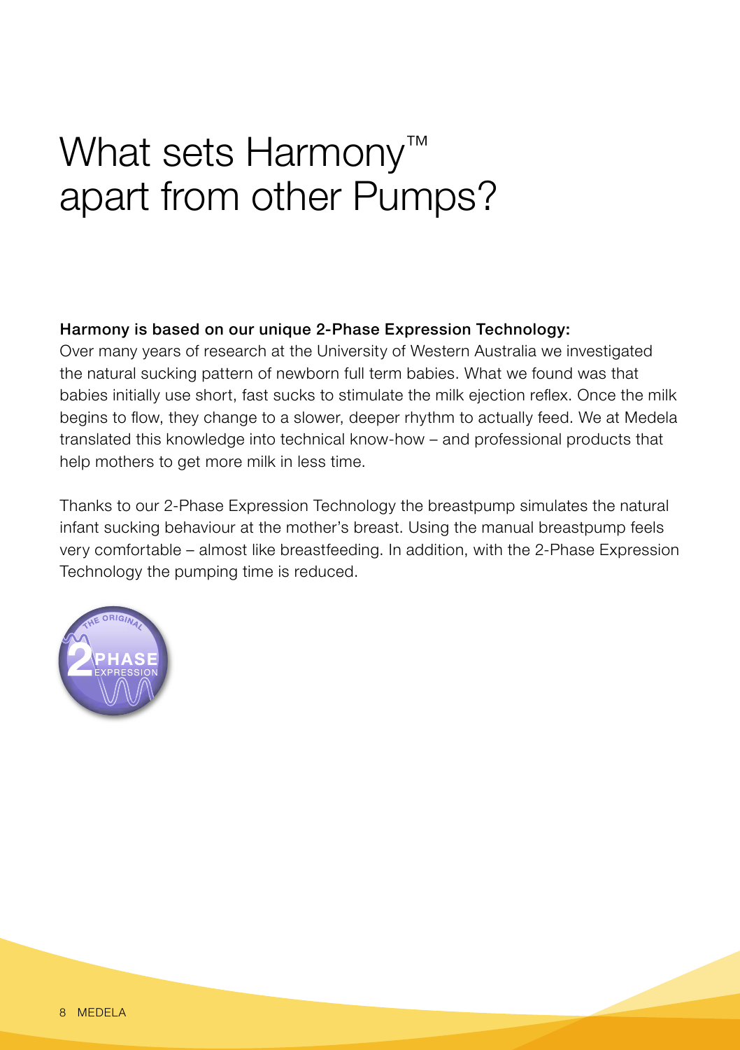# What sets Harmony™ apart from other Pumps?

**Harmony is based on our unique 2-Phase Expression Technology:**

Over many years of research at the University of Western Australia we investigated the natural sucking pattern of newborn full term babies. What we found was that babies initially use short, fast sucks to stimulate the milk ejection reflex. Once the milk begins to flow, they change to a slower, deeper rhythm to actually feed. We at Medela translated this knowledge into technical know-how – and professional products that help mothers to get more milk in less time.

Thanks to our 2-Phase Expression Technology the breastpump simulates the natural infant sucking behaviour at the mother's breast. Using the manual breastpump feels very comfortable – almost like breastfeeding. In addition, with the 2-Phase Expression Technology the pumping time is reduced.

THE ORIGINAL 2 PHASE EXPRESSION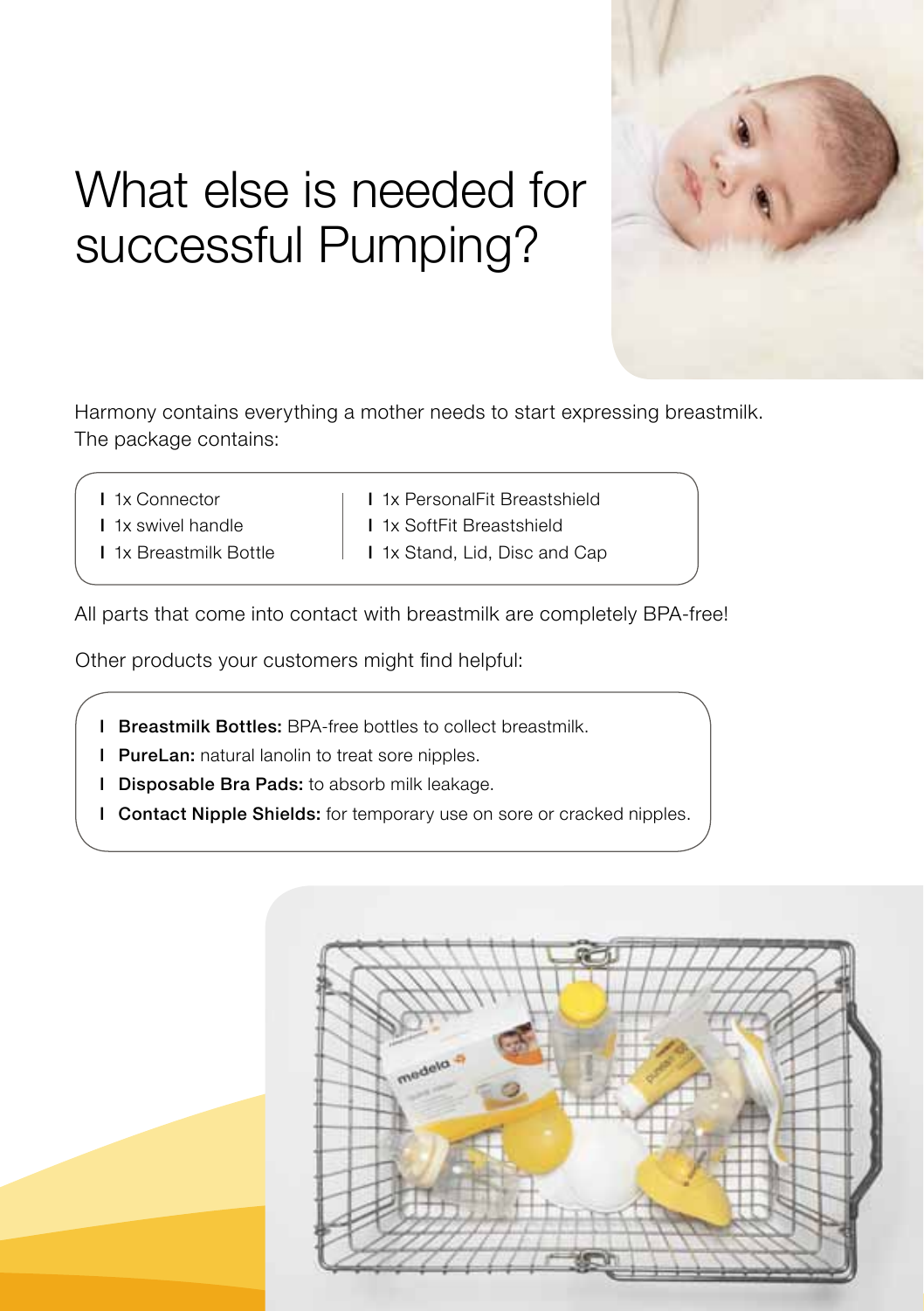# What else is needed for successful Pumping?

Harmony contains everything a mother needs to start expressing breastmilk. The package contains:

- 1x Connector
- 1x swivel handle
- 1x Breastmilk Bottle
- 1x PersonalFit Breastshield
- 1x SoftFit Breastshield
- 1x Stand, Lid, Disc and Cap

All parts that come into contact with breastmilk are completely BPA-free!

Other products your customers might find helpful:

- **Breastmilk Bottles:** BPA-free bottles to collect breastmilk.
- **PureLan:** natural lanolin to treat sore nipples.
- **Disposable Bra Pads:** to absorb milk leakage.
- **Contact Nipple Shields:** for temporary use on sore or cracked nipples.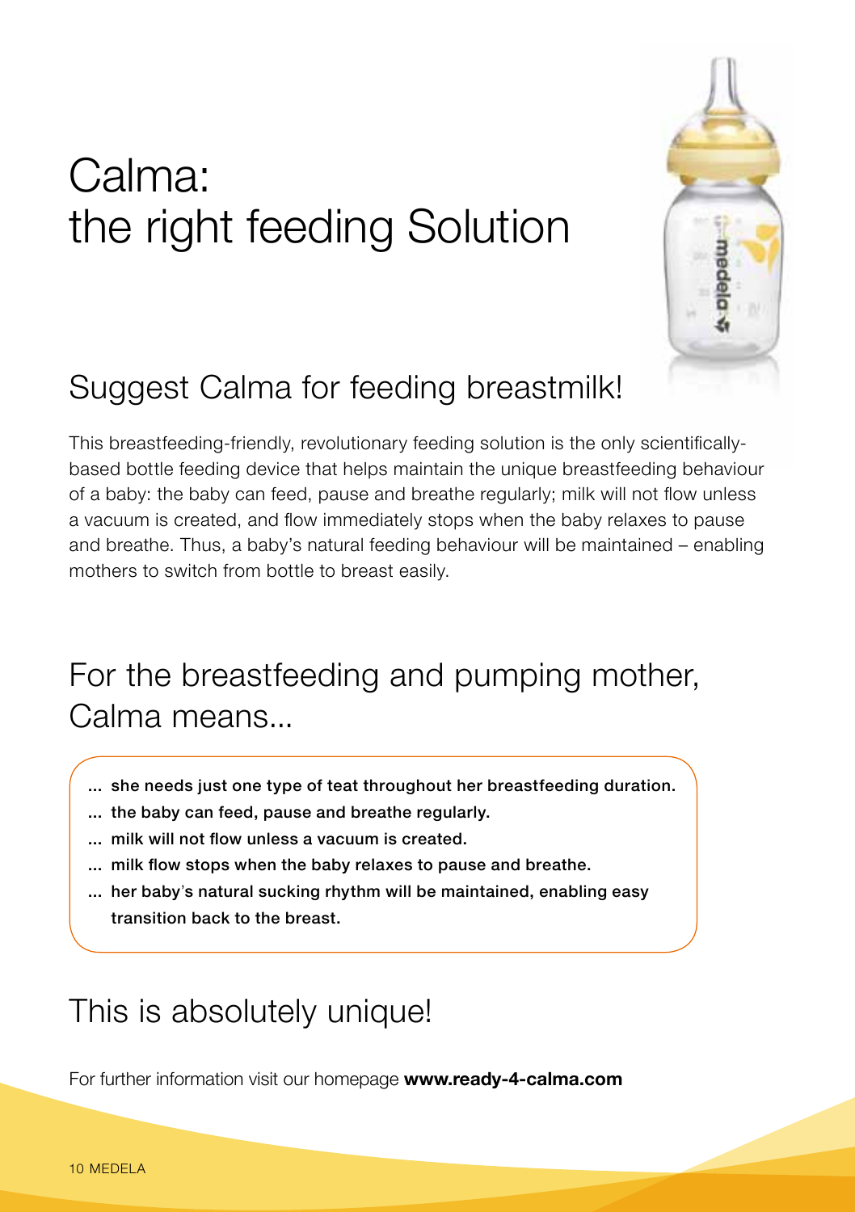# Calma: the right feeding Solution

## Suggest Calma for feeding breastmilk!

This breastfeeding-friendly, revolutionary feeding solution is the only scientifically-based bottle feeding device that helps maintain the unique breastfeeding behaviour of a baby: the baby can feed, pause and breathe regularly; milk will not flow unless a vacuum is created, and flow immediately stops when the baby relaxes to pause and breathe. Thus, a baby's natural feeding behaviour will be maintained – enabling mothers to switch from bottle to breast easily.

## For the breastfeeding and pumping mother, Calma means...

**... she needs just one type of teat throughout her breastfeeding duration.**

**... the baby can feed, pause and breathe regularly.**

**... milk will not flow unless a vacuum is created.**

**... milk flow stops when the baby relaxes to pause and breathe.**

**... her baby's natural sucking rhythm will be maintained, enabling easy transition back to the breast.**

## This is absolutely unique!

For further information visit our homepage **www.ready-4-calma.com**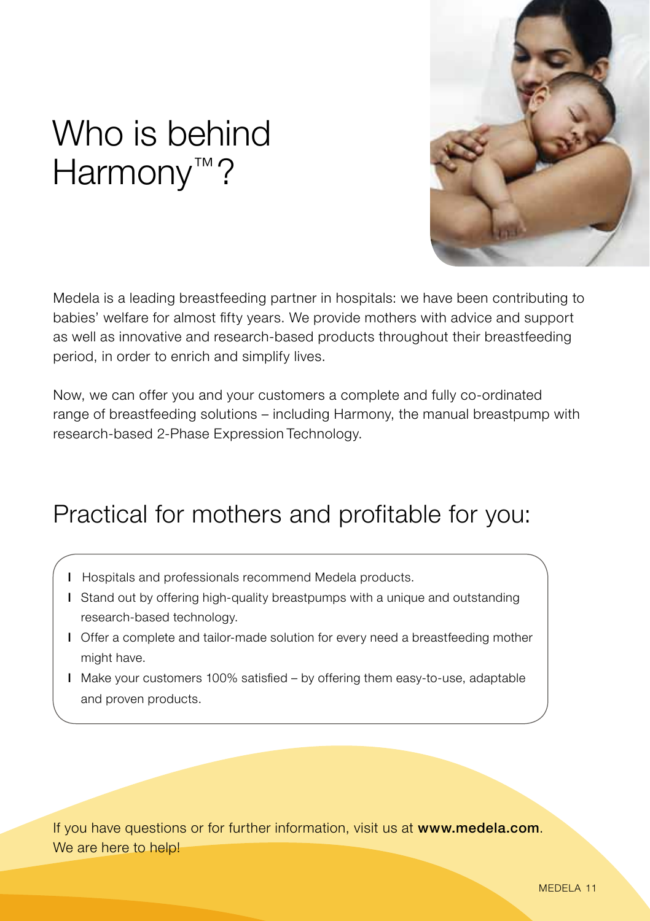# Who is behind Harmony™?

Medela is a leading breastfeeding partner in hospitals: we have been contributing to babies' welfare for almost fifty years. We provide mothers with advice and support as well as innovative and research-based products throughout their breastfeeding period, in order to enrich and simplify lives.

Now, we can offer you and your customers a complete and fully co-ordinated range of breastfeeding solutions – including Harmony, the manual breastpump with research-based 2-Phase Expression Technology.

## Practical for mothers and profitable for you:

- Hospitals and professionals recommend Medela products.
- Stand out by offering high-quality breastpumps with a unique and outstanding research-based technology.
- Offer a complete and tailor-made solution for every need a breastfeeding mother might have.
- Make your customers 100% satisfied – by offering them easy-to-use, adaptable and proven products.

If you have questions or for further information, visit us at **www.medela.com**. We are here to help!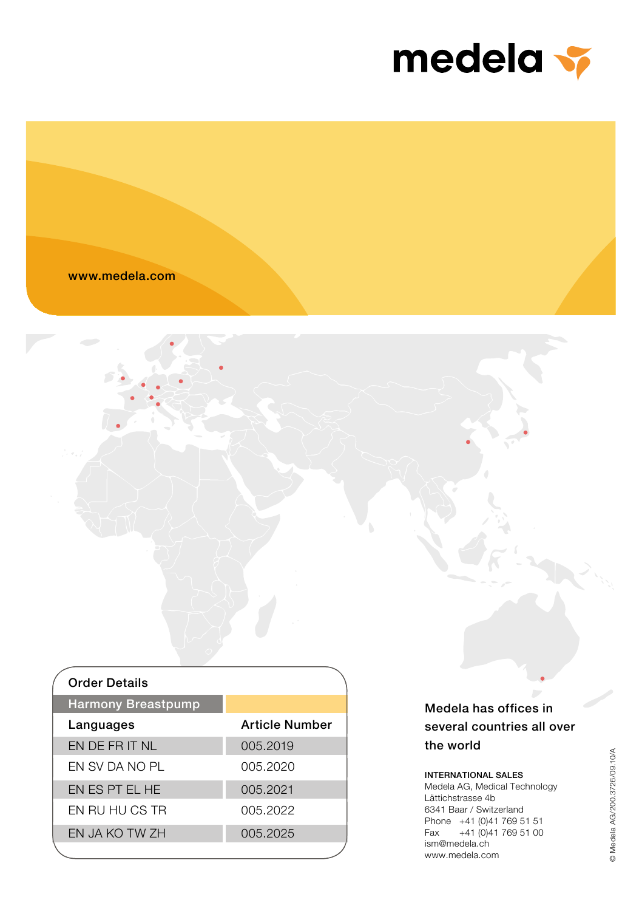medela

www.medela.com

| Order Details | |
|---|---|
| Harmony Breastpump | |
| Languages | Article Number |
| EN DE FR IT NL | 005.2019 |
| EN SV DA NO PL | 005.2020 |
| EN ES PT EL HE | 005.2021 |
| EN RU HU CS TR | 005.2022 |
| EN JA KO TW ZH | 005.2025 |

**Medela has offices in several countries all over the world**

**INTERNATIONAL SALES**
Medela AG, Medical Technology
Lättichstrasse 4b
6341 Baar / Switzerland
Phone +41 (0)41 769 51 51
Fax +41 (0)41 769 51 00
ism@medela.ch
www.medela.com

© Medela AG/200.3726/09.10/A